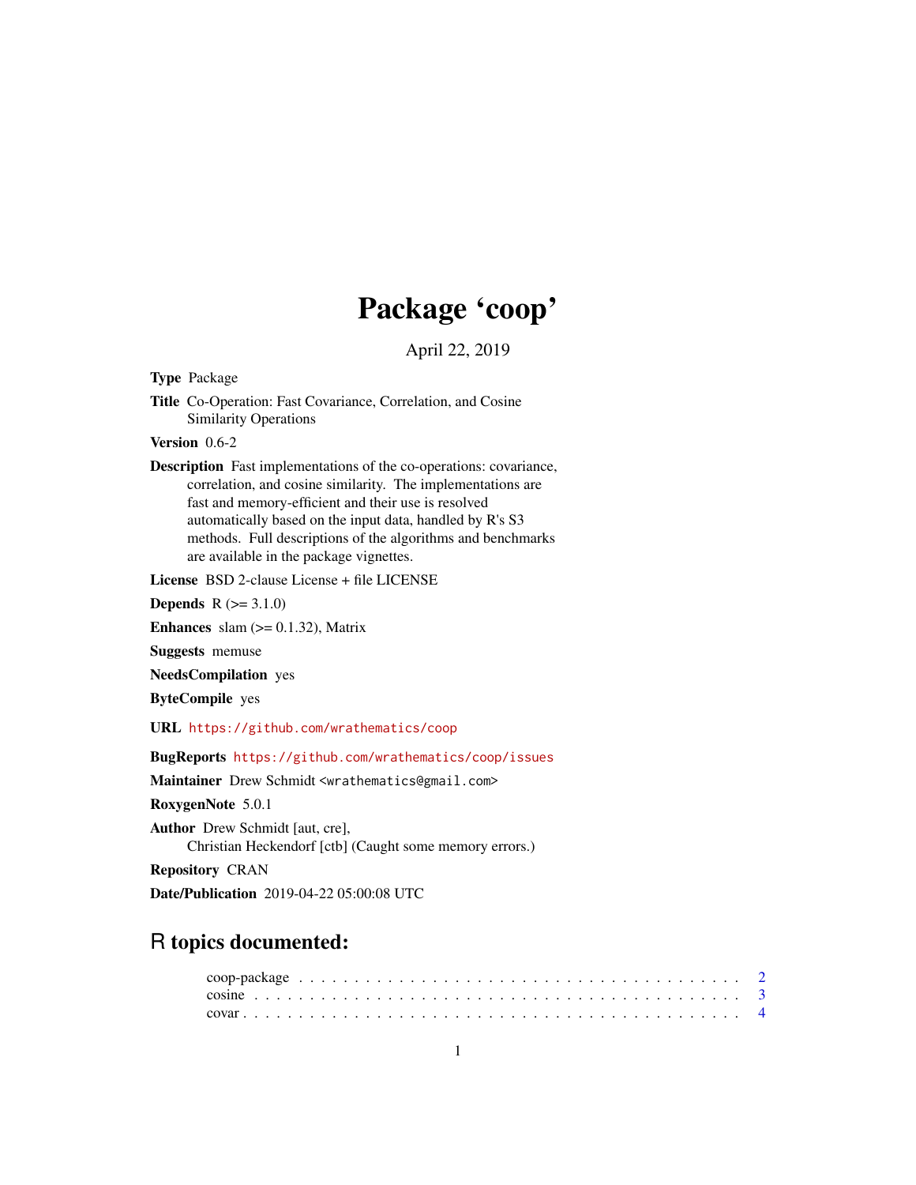# Package 'coop'

April 22, 2019

**Type** Package

**Title** Co-Operation: Fast Covariance, Correlation, and Cosine Similarity Operations

**Version** 0.6-2

**Description** Fast implementations of the co-operations: covariance, correlation, and cosine similarity. The implementations are fast and memory-efficient and their use is resolved automatically based on the input data, handled by R's S3 methods. Full descriptions of the algorithms and benchmarks are available in the package vignettes.

**License** BSD 2-clause License + file LICENSE

**Depends** R (>= 3.1.0)

**Enhances** slam (>= 0.1.32), Matrix

**Suggests** memuse

**NeedsCompilation** yes

**ByteCompile** yes

**URL** https://github.com/wrathematics/coop

**BugReports** https://github.com/wrathematics/coop/issues

**Maintainer** Drew Schmidt <wrathematics@gmail.com>

**RoxygenNote** 5.0.1

**Author** Drew Schmidt [aut, cre],
Christian Heckendorf [ctb] (Caught some memory errors.)

**Repository** CRAN

**Date/Publication** 2019-04-22 05:00:08 UTC

## R topics documented:

coop-package . . . . . . . . . . . . . . . . . . . . . . . . . . . . . . . . . . . . . . 2
cosine . . . . . . . . . . . . . . . . . . . . . . . . . . . . . . . . . . . . . . . . . . 3
covar . . . . . . . . . . . . . . . . . . . . . . . . . . . . . . . . . . . . . . . . . . 4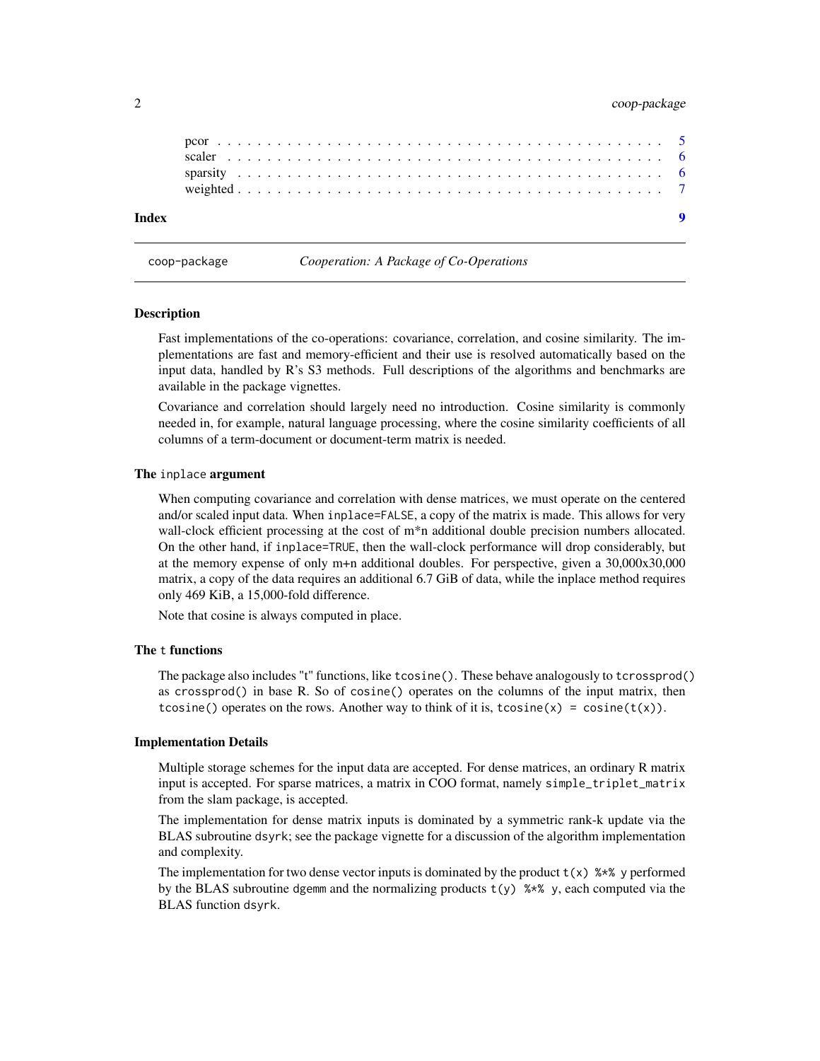pcor . . . . . . . . . . . . . . . . . . . . . . . . . . . . . . . . . . . . . . . . . . . 5
scaler . . . . . . . . . . . . . . . . . . . . . . . . . . . . . . . . . . . . . . . . . . . 6
sparsity . . . . . . . . . . . . . . . . . . . . . . . . . . . . . . . . . . . . . . . . . . . 6
weighted . . . . . . . . . . . . . . . . . . . . . . . . . . . . . . . . . . . . . . . . . . . 7

**Index** 9

---

`coop-package` *Cooperation: A Package of Co-Operations*

---

### Description

Fast implementations of the co-operations: covariance, correlation, and cosine similarity. The implementations are fast and memory-efficient and their use is resolved automatically based on the input data, handled by R's S3 methods. Full descriptions of the algorithms and benchmarks are available in the package vignettes.

Covariance and correlation should largely need no introduction. Cosine similarity is commonly needed in, for example, natural language processing, where the cosine similarity coefficients of all columns of a term-document or document-term matrix is needed.

### The `inplace` argument

When computing covariance and correlation with dense matrices, we must operate on the centered and/or scaled input data. When `inplace=FALSE`, a copy of the matrix is made. This allows for very wall-clock efficient processing at the cost of m*n additional double precision numbers allocated. On the other hand, if `inplace=TRUE`, then the wall-clock performance will drop considerably, but at the memory expense of only m+n additional doubles. For perspective, given a 30,000x30,000 matrix, a copy of the data requires an additional 6.7 GiB of data, while the inplace method requires only 469 KiB, a 15,000-fold difference.

Note that cosine is always computed in place.

### The `t` functions

The package also includes "t" functions, like `tcosine()`. These behave analogously to `tcrossprod()` as `crossprod()` in base R. So of `cosine()` operates on the columns of the input matrix, then `tcosine()` operates on the rows. Another way to think of it is, `tcosine(x) = cosine(t(x))`.

### Implementation Details

Multiple storage schemes for the input data are accepted. For dense matrices, an ordinary R matrix input is accepted. For sparse matrices, a matrix in COO format, namely `simple_triplet_matrix` from the slam package, is accepted.

The implementation for dense matrix inputs is dominated by a symmetric rank-k update via the BLAS subroutine `dsyrk`; see the package vignette for a discussion of the algorithm implementation and complexity.

The implementation for two dense vector inputs is dominated by the product `t(x) %*% y` performed by the BLAS subroutine `dgemm` and the normalizing products `t(y) %*% y`, each computed via the BLAS function `dsyrk`.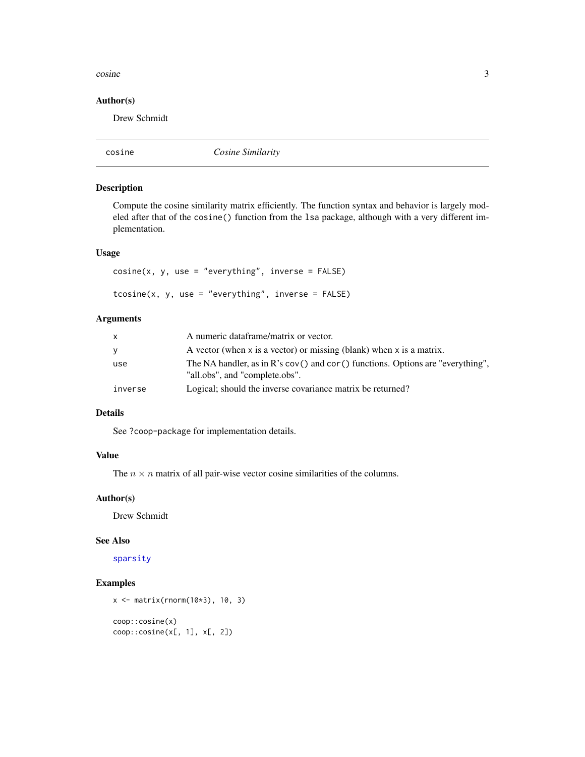### Author(s)

Drew Schmidt

---

## cosine — *Cosine Similarity*

---

### Description

Compute the cosine similarity matrix efficiently. The function syntax and behavior is largely modeled after that of the `cosine()` function from the `lsa` package, although with a very different implementation.

### Usage

```
cosine(x, y, use = "everything", inverse = FALSE)

tcosine(x, y, use = "everything", inverse = FALSE)
```

### Arguments

| | |
|---|---|
| `x` | A numeric dataframe/matrix or vector. |
| `y` | A vector (when `x` is a vector) or missing (blank) when `x` is a matrix. |
| `use` | The NA handler, as in R's `cov()` and `cor()` functions. Options are "everything", "all.obs", and "complete.obs". |
| `inverse` | Logical; should the inverse covariance matrix be returned? |

### Details

See `?coop-package` for implementation details.

### Value

The $n \times n$ matrix of all pair-wise vector cosine similarities of the columns.

### Author(s)

Drew Schmidt

### See Also

sparsity

### Examples

```
x <- matrix(rnorm(10*3), 10, 3)

coop::cosine(x)
coop::cosine(x[, 1], x[, 2])
```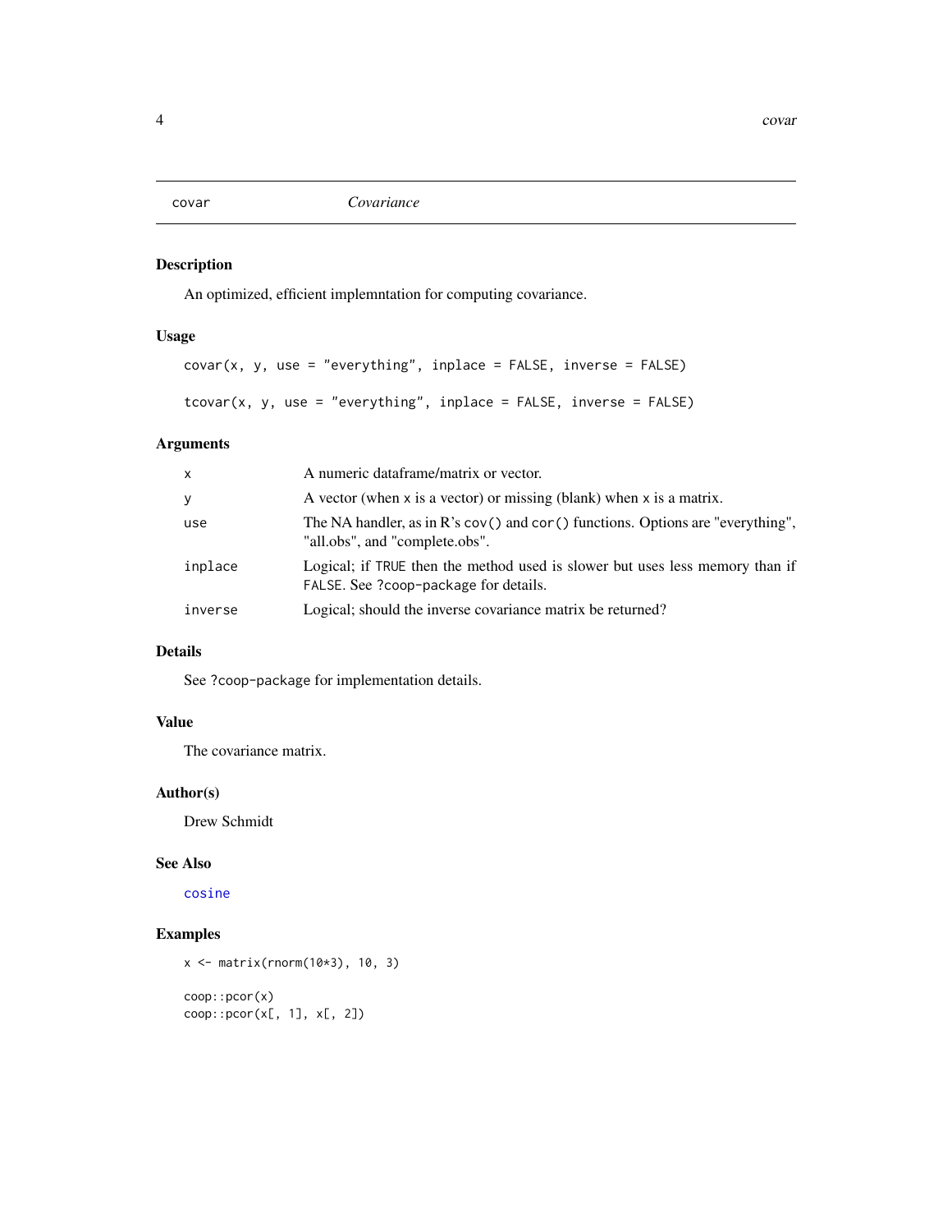## covar — *Covariance*

### Description

An optimized, efficient implemntation for computing covariance.

### Usage

```
covar(x, y, use = "everything", inplace = FALSE, inverse = FALSE)

tcovar(x, y, use = "everything", inplace = FALSE, inverse = FALSE)
```

### Arguments

| | |
|---|---|
| `x` | A numeric dataframe/matrix or vector. |
| `y` | A vector (when `x` is a vector) or missing (blank) when `x` is a matrix. |
| `use` | The NA handler, as in R's `cov()` and `cor()` functions. Options are "everything", "all.obs", and "complete.obs". |
| `inplace` | Logical; if `TRUE` then the method used is slower but uses less memory than if `FALSE`. See `?coop-package` for details. |
| `inverse` | Logical; should the inverse covariance matrix be returned? |

### Details

See `?coop-package` for implementation details.

### Value

The covariance matrix.

### Author(s)

Drew Schmidt

### See Also

`cosine`

### Examples

```
x <- matrix(rnorm(10*3), 10, 3)

coop::pcor(x)
coop::pcor(x[, 1], x[, 2])
```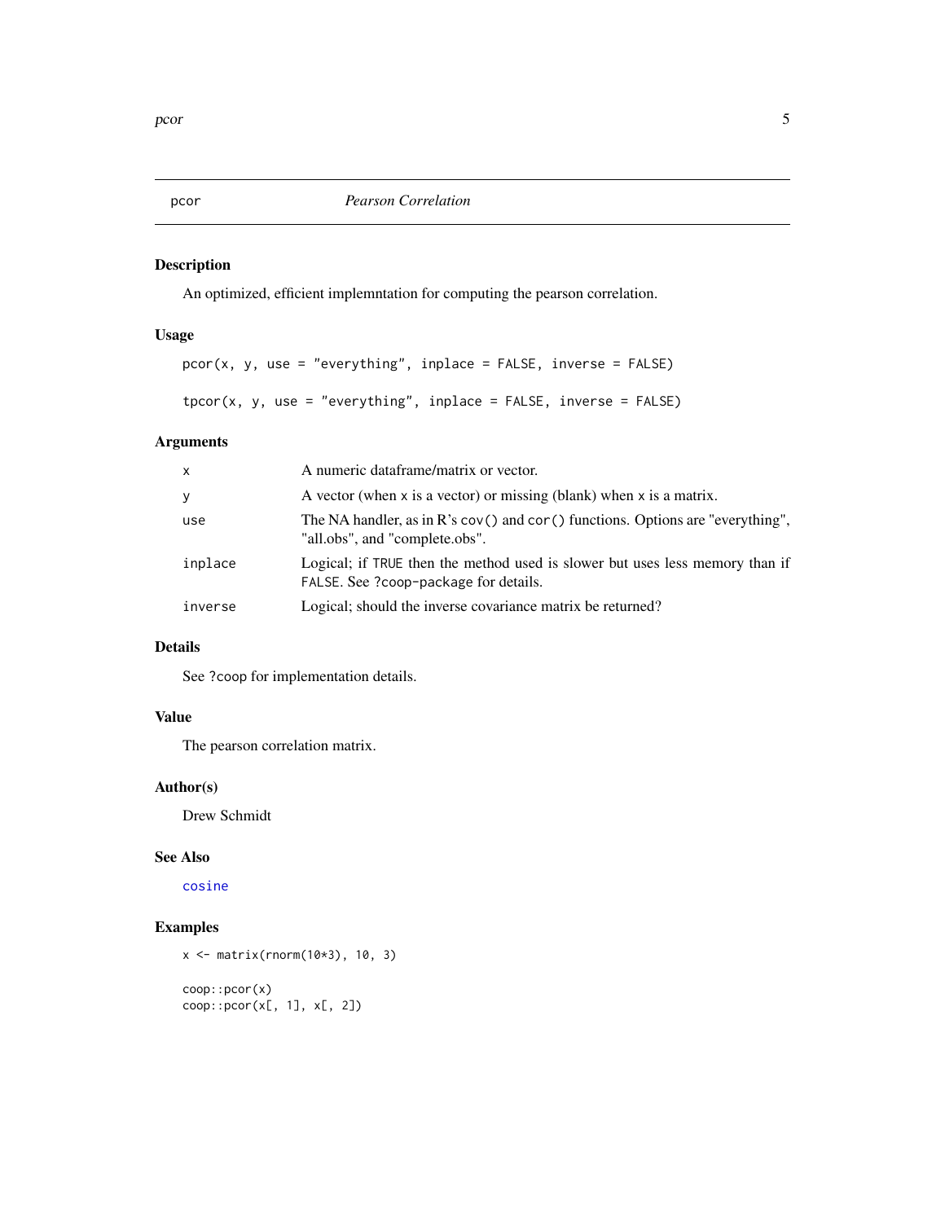# pcor — *Pearson Correlation*

## Description

An optimized, efficient implemntation for computing the pearson correlation.

## Usage

```
pcor(x, y, use = "everything", inplace = FALSE, inverse = FALSE)

tpcor(x, y, use = "everything", inplace = FALSE, inverse = FALSE)
```

## Arguments

| | |
|---|---|
| `x` | A numeric dataframe/matrix or vector. |
| `y` | A vector (when x is a vector) or missing (blank) when x is a matrix. |
| `use` | The NA handler, as in R's `cov()` and `cor()` functions. Options are "everything", "all.obs", and "complete.obs". |
| `inplace` | Logical; if `TRUE` then the method used is slower but uses less memory than if `FALSE`. See `?coop-package` for details. |
| `inverse` | Logical; should the inverse covariance matrix be returned? |

## Details

See `?coop` for implementation details.

## Value

The pearson correlation matrix.

## Author(s)

Drew Schmidt

## See Also

`cosine`

## Examples

```
x <- matrix(rnorm(10*3), 10, 3)

coop::pcor(x)
coop::pcor(x[, 1], x[, 2])
```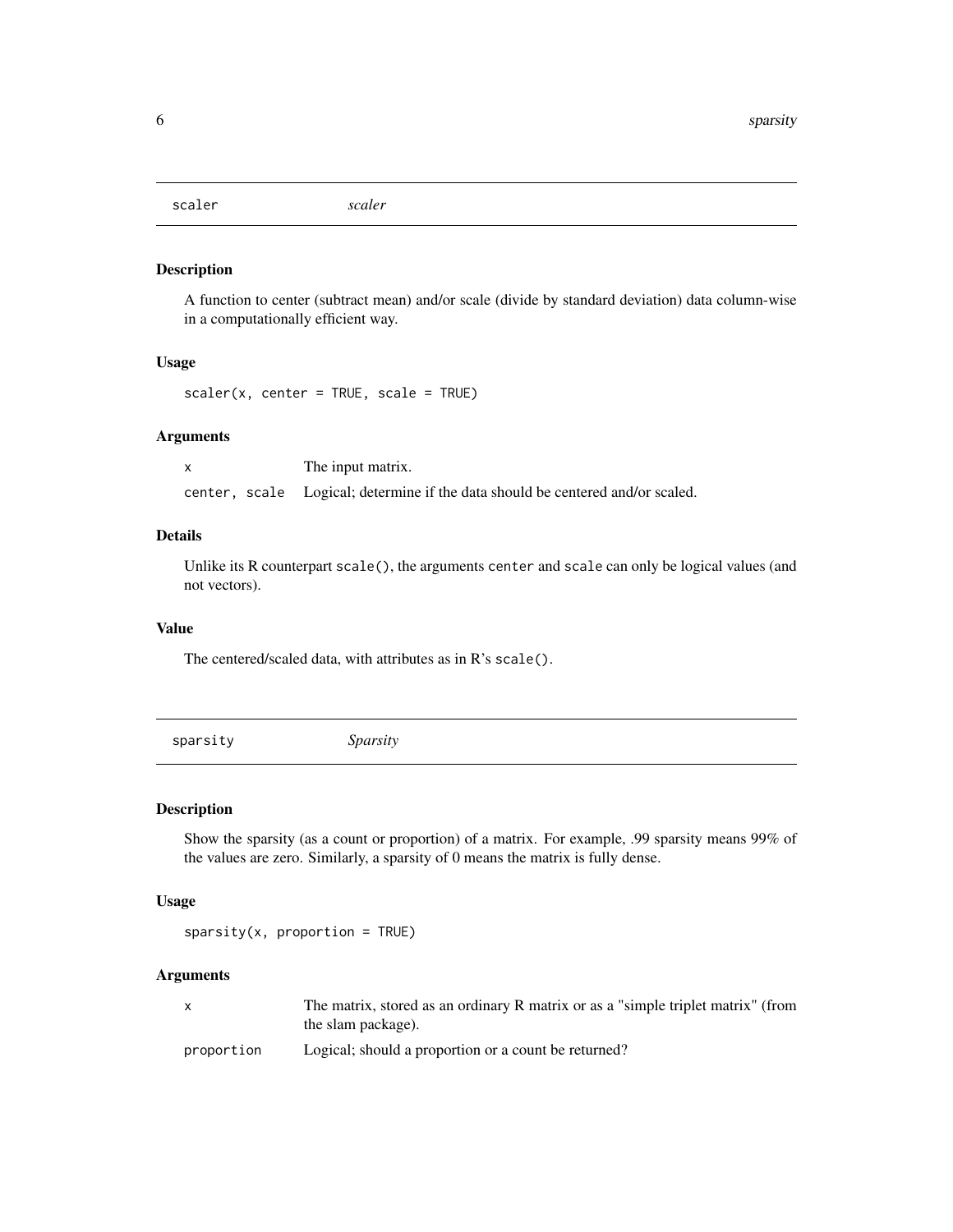## scaler *scaler*

### Description

A function to center (subtract mean) and/or scale (divide by standard deviation) data column-wise in a computationally efficient way.

### Usage

```
scaler(x, center = TRUE, scale = TRUE)
```

### Arguments

| | |
|---|---|
| x | The input matrix. |
| center, scale | Logical; determine if the data should be centered and/or scaled. |

### Details

Unlike its R counterpart `scale()`, the arguments `center` and `scale` can only be logical values (and not vectors).

### Value

The centered/scaled data, with attributes as in R's `scale()`.

## sparsity *Sparsity*

### Description

Show the sparsity (as a count or proportion) of a matrix. For example, .99 sparsity means 99% of the values are zero. Similarly, a sparsity of 0 means the matrix is fully dense.

### Usage

```
sparsity(x, proportion = TRUE)
```

### Arguments

| | |
|---|---|
| x | The matrix, stored as an ordinary R matrix or as a "simple triplet matrix" (from the slam package). |
| proportion | Logical; should a proportion or a count be returned? |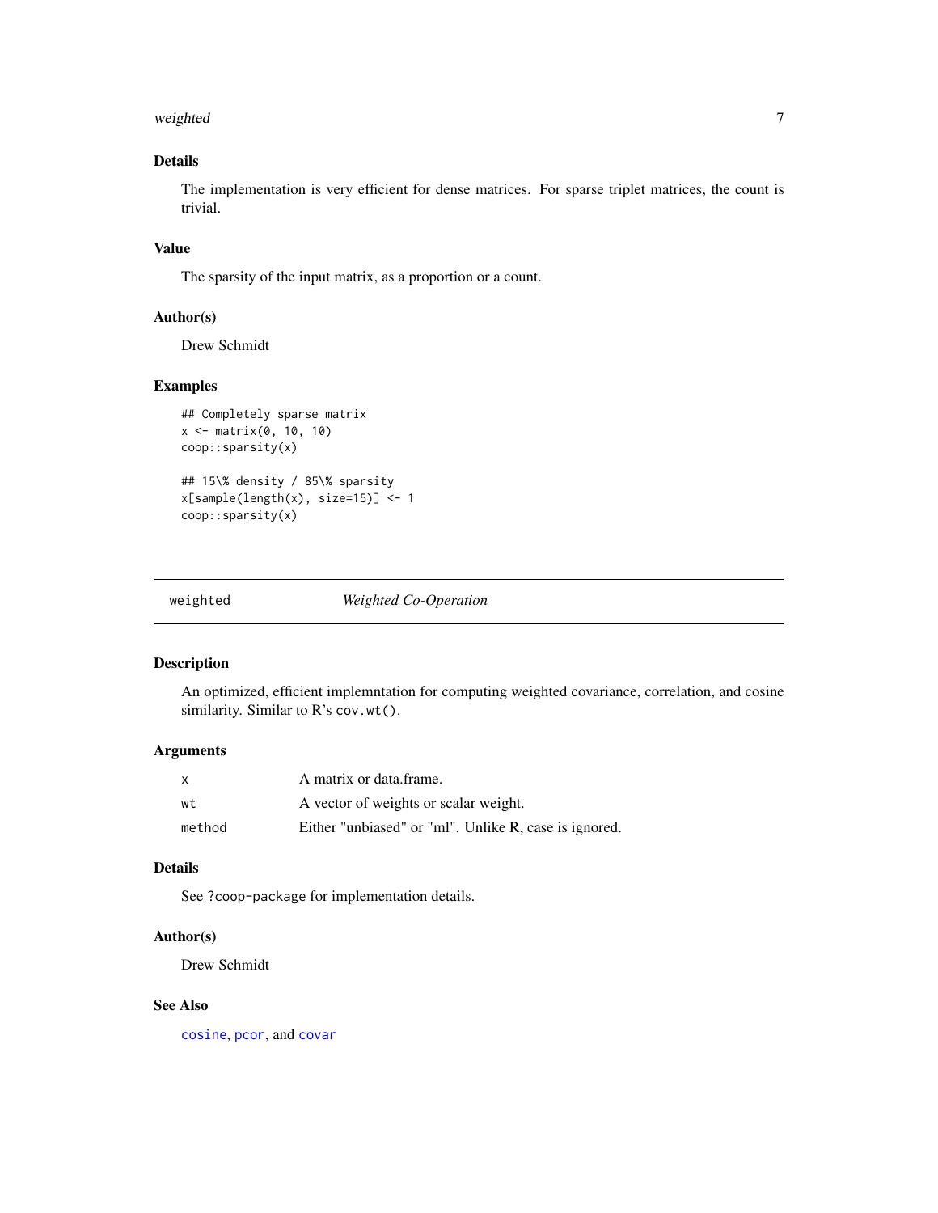## Details

The implementation is very efficient for dense matrices. For sparse triplet matrices, the count is trivial.

## Value

The sparsity of the input matrix, as a proportion or a count.

## Author(s)

Drew Schmidt

## Examples

```
## Completely sparse matrix
x <- matrix(0, 10, 10)
coop::sparsity(x)

## 15\% density / 85\% sparsity
x[sample(length(x), size=15)] <- 1
coop::sparsity(x)
```

---

# weighted — *Weighted Co-Operation*

---

## Description

An optimized, efficient implemntation for computing weighted covariance, correlation, and cosine similarity. Similar to R's `cov.wt()`.

## Arguments

| | |
|---|---|
| `x` | A matrix or data.frame. |
| `wt` | A vector of weights or scalar weight. |
| `method` | Either "unbiased" or "ml". Unlike R, case is ignored. |

## Details

See `?coop-package` for implementation details.

## Author(s)

Drew Schmidt

## See Also

`cosine`, `pcor`, and `covar`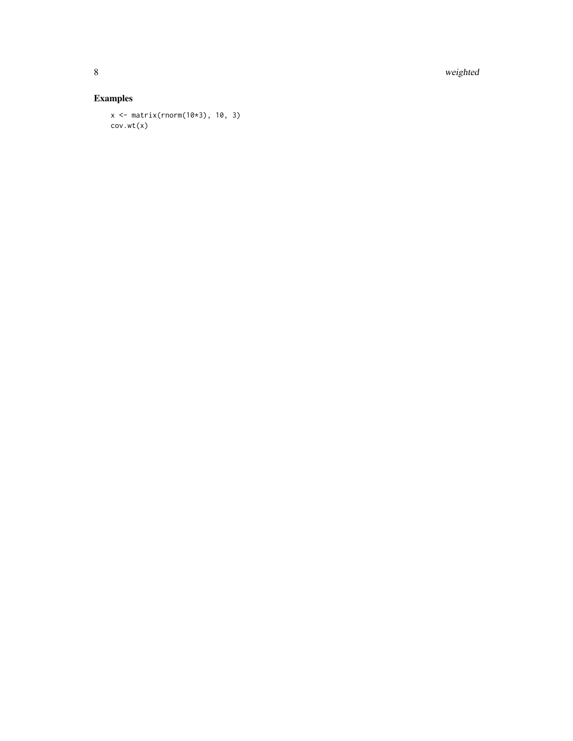## Examples

```
x <- matrix(rnorm(10*3), 10, 3)
cov.wt(x)
```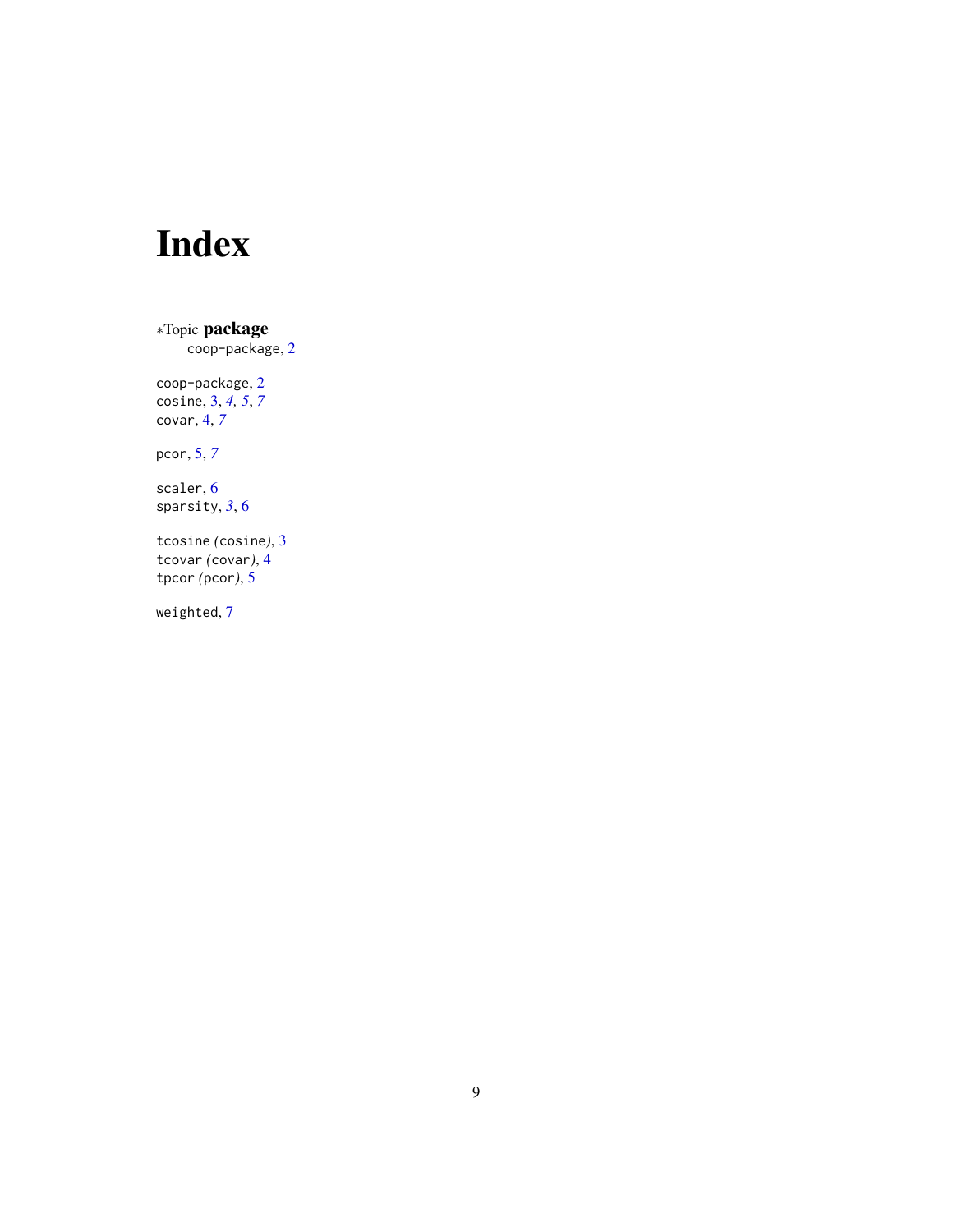# Index

*Topic **package**
    coop-package, 2

coop-package, 2
cosine, 3, *4, 5*, *7*
covar, 4, *7*

pcor, 5, *7*

scaler, 6
sparsity, *3*, 6

tcosine *(*cosine*)*, 3
tcovar *(*covar*)*, 4
tpcor *(*pcor*)*, 5

weighted, 7